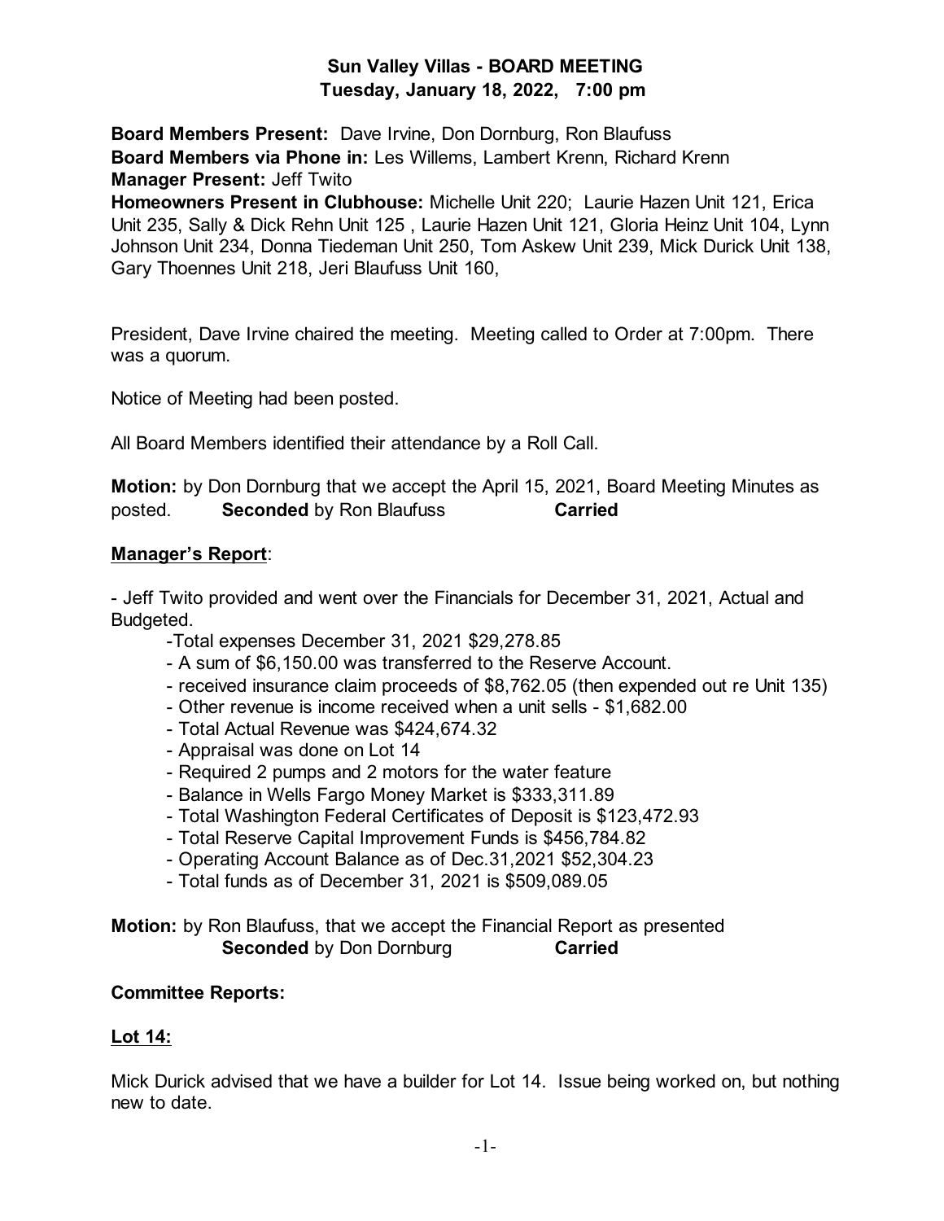## Sun Valley Villas - BOARD MEETING
## Tuesday, January 18, 2022, 7:00 pm

**Board Members Present:** Dave Irvine, Don Dornburg, Ron Blaufuss
**Board Members via Phone in:** Les Willems, Lambert Krenn, Richard Krenn
**Manager Present:** Jeff Twito
**Homeowners Present in Clubhouse:** Michelle Unit 220; Laurie Hazen Unit 121, Erica Unit 235, Sally & Dick Rehn Unit 125 , Laurie Hazen Unit 121, Gloria Heinz Unit 104, Lynn Johnson Unit 234, Donna Tiedeman Unit 250, Tom Askew Unit 239, Mick Durick Unit 138, Gary Thoennes Unit 218, Jeri Blaufuss Unit 160,

President, Dave Irvine chaired the meeting. Meeting called to Order at 7:00pm. There was a quorum.

Notice of Meeting had been posted.

All Board Members identified their attendance by a Roll Call.

**Motion:** by Don Dornburg that we accept the April 15, 2021, Board Meeting Minutes as posted. **Seconded** by Ron Blaufuss **Carried**

**Manager's Report**:

- Jeff Twito provided and went over the Financials for December 31, 2021, Actual and Budgeted.
  - Total expenses December 31, 2021 $29,278.85
  - A sum of $6,150.00 was transferred to the Reserve Account.
  - received insurance claim proceeds of $8,762.05 (then expended out re Unit 135)
  - Other revenue is income received when a unit sells - $1,682.00
  - Total Actual Revenue was $424,674.32
  - Appraisal was done on Lot 14
  - Required 2 pumps and 2 motors for the water feature
  - Balance in Wells Fargo Money Market is $333,311.89
  - Total Washington Federal Certificates of Deposit is $123,472.93
  - Total Reserve Capital Improvement Funds is $456,784.82
  - Operating Account Balance as of Dec.31,2021 $52,304.23
  - Total funds as of December 31, 2021 is $509,089.05

**Motion:** by Ron Blaufuss, that we accept the Financial Report as presented
**Seconded** by Don Dornburg **Carried**

**Committee Reports:**

**Lot 14:**

Mick Durick advised that we have a builder for Lot 14. Issue being worked on, but nothing new to date.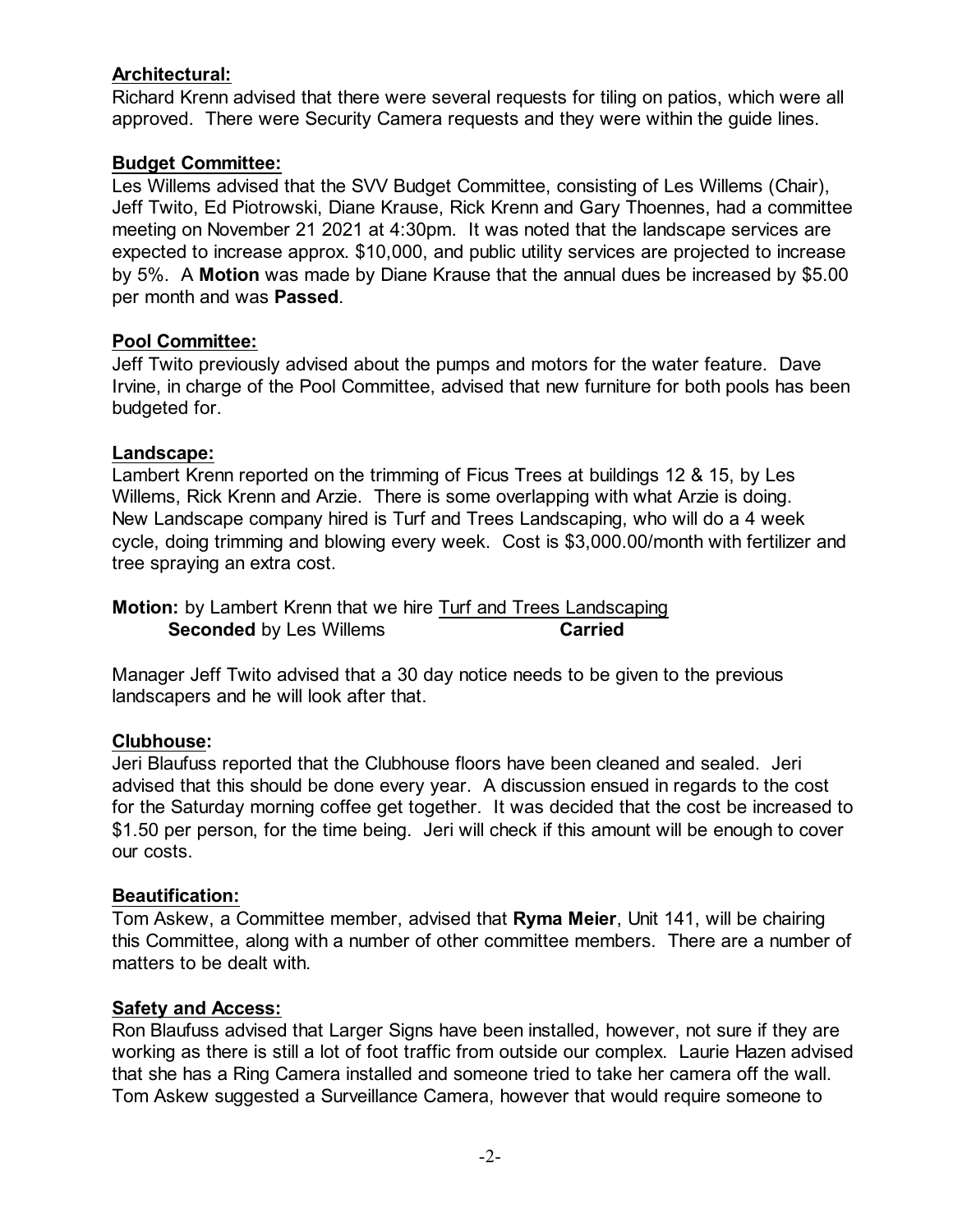**Architectural:**

Richard Krenn advised that there were several requests for tiling on patios, which were all approved. There were Security Camera requests and they were within the guide lines.

**Budget Committee:**

Les Willems advised that the SVV Budget Committee, consisting of Les Willems (Chair), Jeff Twito, Ed Piotrowski, Diane Krause, Rick Krenn and Gary Thoennes, had a committee meeting on November 21 2021 at 4:30pm. It was noted that the landscape services are expected to increase approx. $10,000, and public utility services are projected to increase by 5%. A **Motion** was made by Diane Krause that the annual dues be increased by $5.00 per month and was **Passed**.

**Pool Committee:**

Jeff Twito previously advised about the pumps and motors for the water feature. Dave Irvine, in charge of the Pool Committee, advised that new furniture for both pools has been budgeted for.

**Landscape:**

Lambert Krenn reported on the trimming of Ficus Trees at buildings 12 & 15, by Les Willems, Rick Krenn and Arzie. There is some overlapping with what Arzie is doing. New Landscape company hired is Turf and Trees Landscaping, who will do a 4 week cycle, doing trimming and blowing every week. Cost is $3,000.00/month with fertilizer and tree spraying an extra cost.

**Motion:** by Lambert Krenn that we hire Turf and Trees Landscaping
**Seconded** by Les Willems **Carried**

Manager Jeff Twito advised that a 30 day notice needs to be given to the previous landscapers and he will look after that.

**Clubhouse:**

Jeri Blaufuss reported that the Clubhouse floors have been cleaned and sealed. Jeri advised that this should be done every year. A discussion ensued in regards to the cost for the Saturday morning coffee get together. It was decided that the cost be increased to $1.50 per person, for the time being. Jeri will check if this amount will be enough to cover our costs.

**Beautification:**

Tom Askew, a Committee member, advised that **Ryma Meier**, Unit 141, will be chairing this Committee, along with a number of other committee members. There are a number of matters to be dealt with.

**Safety and Access:**

Ron Blaufuss advised that Larger Signs have been installed, however, not sure if they are working as there is still a lot of foot traffic from outside our complex. Laurie Hazen advised that she has a Ring Camera installed and someone tried to take her camera off the wall. Tom Askew suggested a Surveillance Camera, however that would require someone to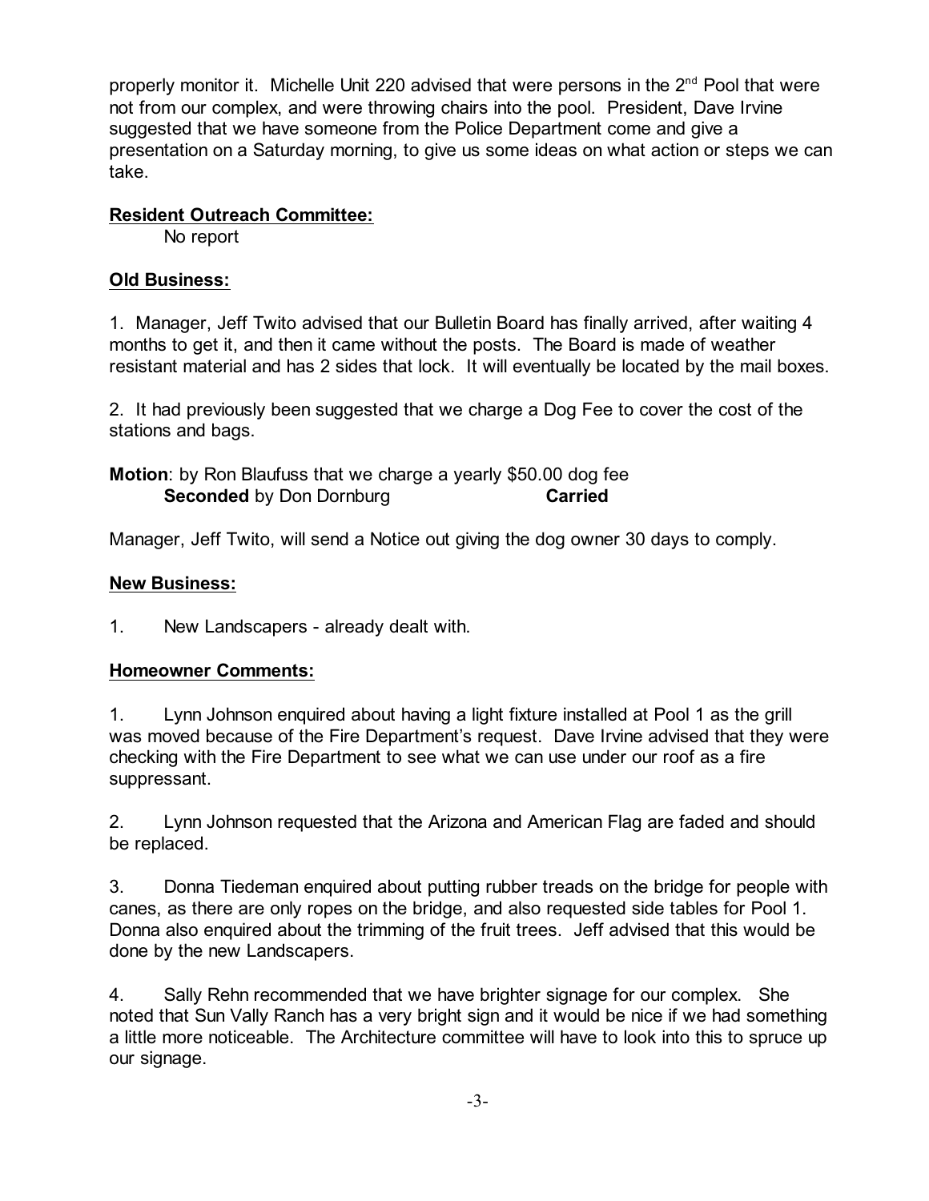properly monitor it. Michelle Unit 220 advised that were persons in the 2nd Pool that were not from our complex, and were throwing chairs into the pool. President, Dave Irvine suggested that we have someone from the Police Department come and give a presentation on a Saturday morning, to give us some ideas on what action or steps we can take.

**Resident Outreach Committee:**

No report

**Old Business:**

1. Manager, Jeff Twito advised that our Bulletin Board has finally arrived, after waiting 4 months to get it, and then it came without the posts. The Board is made of weather resistant material and has 2 sides that lock. It will eventually be located by the mail boxes.

2. It had previously been suggested that we charge a Dog Fee to cover the cost of the stations and bags.

**Motion**: by Ron Blaufuss that we charge a yearly $50.00 dog fee
**Seconded** by Don Dornburg **Carried**

Manager, Jeff Twito, will send a Notice out giving the dog owner 30 days to comply.

**New Business:**

1. New Landscapers - already dealt with.

**Homeowner Comments:**

1. Lynn Johnson enquired about having a light fixture installed at Pool 1 as the grill was moved because of the Fire Department's request. Dave Irvine advised that they were checking with the Fire Department to see what we can use under our roof as a fire suppressant.

2. Lynn Johnson requested that the Arizona and American Flag are faded and should be replaced.

3. Donna Tiedeman enquired about putting rubber treads on the bridge for people with canes, as there are only ropes on the bridge, and also requested side tables for Pool 1. Donna also enquired about the trimming of the fruit trees. Jeff advised that this would be done by the new Landscapers.

4. Sally Rehn recommended that we have brighter signage for our complex. She noted that Sun Vally Ranch has a very bright sign and it would be nice if we had something a little more noticeable. The Architecture committee will have to look into this to spruce up our signage.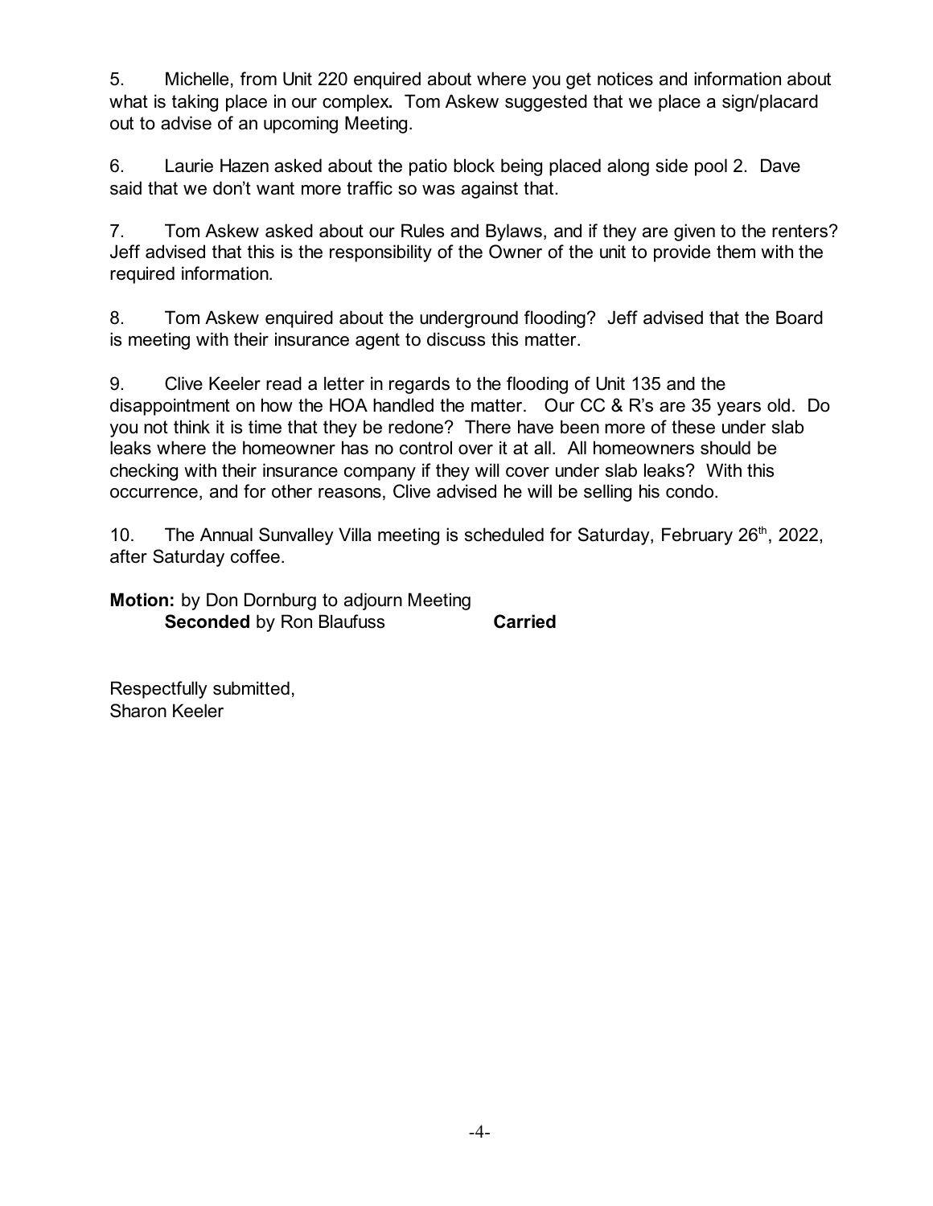5. Michelle, from Unit 220 enquired about where you get notices and information about what is taking place in our complex**.** Tom Askew suggested that we place a sign/placard out to advise of an upcoming Meeting.

6. Laurie Hazen asked about the patio block being placed along side pool 2. Dave said that we don't want more traffic so was against that.

7. Tom Askew asked about our Rules and Bylaws, and if they are given to the renters? Jeff advised that this is the responsibility of the Owner of the unit to provide them with the required information.

8. Tom Askew enquired about the underground flooding? Jeff advised that the Board is meeting with their insurance agent to discuss this matter.

9. Clive Keeler read a letter in regards to the flooding of Unit 135 and the disappointment on how the HOA handled the matter. Our CC & R's are 35 years old. Do you not think it is time that they be redone? There have been more of these under slab leaks where the homeowner has no control over it at all. All homeowners should be checking with their insurance company if they will cover under slab leaks? With this occurrence, and for other reasons, Clive advised he will be selling his condo.

10. The Annual Sunvalley Villa meeting is scheduled for Saturday, February 26th, 2022, after Saturday coffee.

**Motion:** by Don Dornburg to adjourn Meeting
**Seconded** by Ron Blaufuss **Carried**

Respectfully submitted,
Sharon Keeler